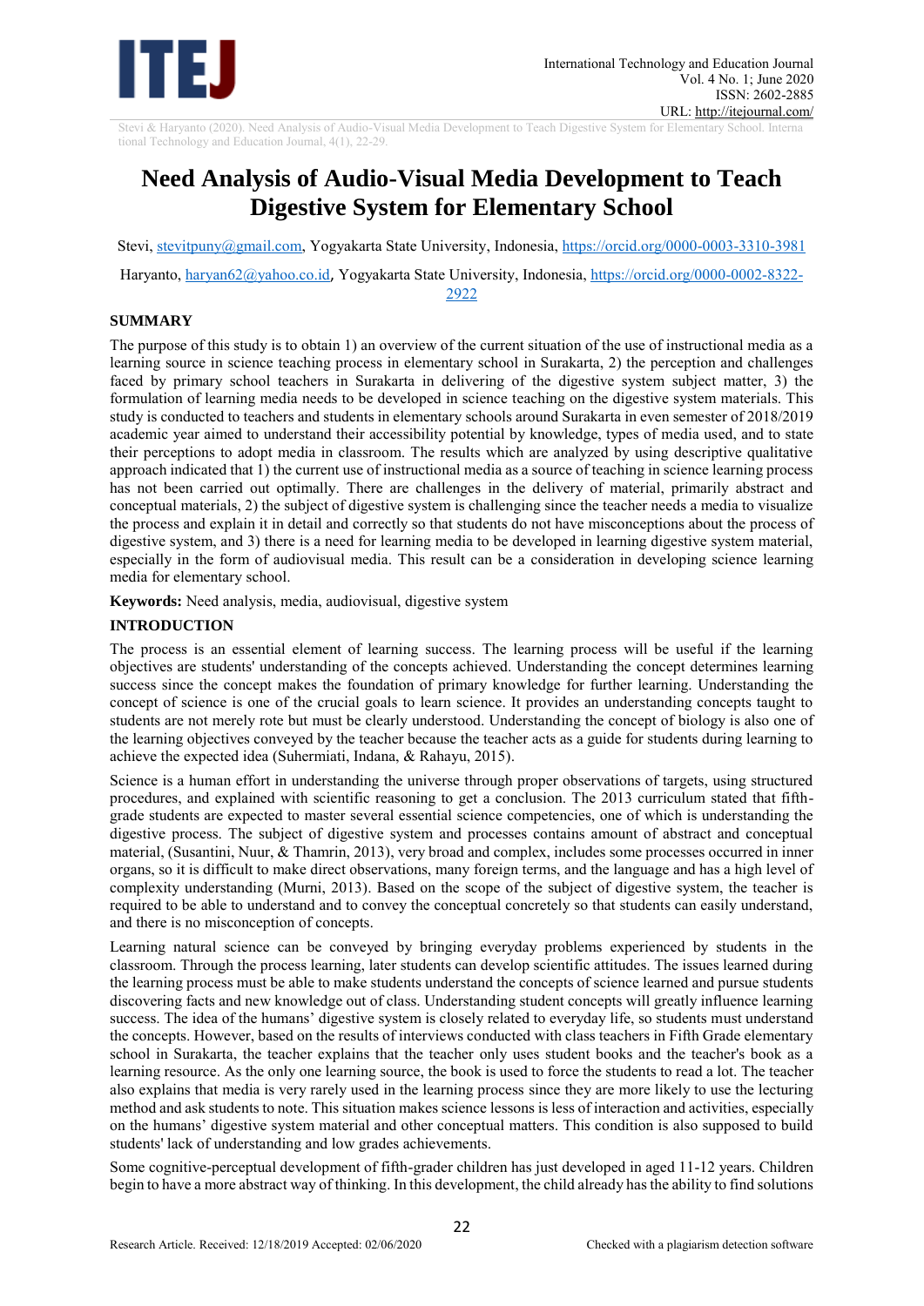# Need Analysis of Audio-Visual Media Development to Teach Digestive System for Elementary School

Stevi, stevitpuny@gmail.com, Yogyakarta State University, Indonesia, https://orcid.org/0000-0003-3310-3981

Haryanto, haryan62@yahoo.co.id, Yogyakarta State University, Indonesia, https://orcid.org/0000-0002-8322-2922

## SUMMARY

The purpose of this study is to obtain 1) an overview of the current situation of the use of instructional media as a learning source in science teaching process in elementary school in Surakarta, 2) the perception and challenges faced by primary school teachers in Surakarta in delivering of the digestive system subject matter, 3) the formulation of learning media needs to be developed in science teaching on the digestive system materials. This study is conducted to teachers and students in elementary schools around Surakarta in even semester of 2018/2019 academic year aimed to understand their accessibility potential by knowledge, types of media used, and to state their perceptions to adopt media in classroom. The results which are analyzed by using descriptive qualitative approach indicated that 1) the current use of instructional media as a source of teaching in science learning process has not been carried out optimally. There are challenges in the delivery of material, primarily abstract and conceptual materials, 2) the subject of digestive system is challenging since the teacher needs a media to visualize the process and explain it in detail and correctly so that students do not have misconceptions about the process of digestive system, and 3) there is a need for learning media to be developed in learning digestive system material, especially in the form of audiovisual media. This result can be a consideration in developing science learning media for elementary school.

**Keywords:** Need analysis, media, audiovisual, digestive system

## INTRODUCTION

The process is an essential element of learning success. The learning process will be useful if the learning objectives are students' understanding of the concepts achieved. Understanding the concept determines learning success since the concept makes the foundation of primary knowledge for further learning. Understanding the concept of science is one of the crucial goals to learn science. It provides an understanding concepts taught to students are not merely rote but must be clearly understood. Understanding the concept of biology is also one of the learning objectives conveyed by the teacher because the teacher acts as a guide for students during learning to achieve the expected idea (Suhermiati, Indana, & Rahayu, 2015).

Science is a human effort in understanding the universe through proper observations of targets, using structured procedures, and explained with scientific reasoning to get a conclusion. The 2013 curriculum stated that fifth-grade students are expected to master several essential science competencies, one of which is understanding the digestive process. The subject of digestive system and processes contains amount of abstract and conceptual material, (Susantini, Nuur, & Thamrin, 2013), very broad and complex, includes some processes occurred in inner organs, so it is difficult to make direct observations, many foreign terms, and the language and has a high level of complexity understanding (Murni, 2013). Based on the scope of the subject of digestive system, the teacher is required to be able to understand and to convey the conceptual concretely so that students can easily understand, and there is no misconception of concepts.

Learning natural science can be conveyed by bringing everyday problems experienced by students in the classroom. Through the process learning, later students can develop scientific attitudes. The issues learned during the learning process must be able to make students understand the concepts of science learned and pursue students discovering facts and new knowledge out of class. Understanding student concepts will greatly influence learning success. The idea of the humans' digestive system is closely related to everyday life, so students must understand the concepts. However, based on the results of interviews conducted with class teachers in Fifth Grade elementary school in Surakarta, the teacher explains that the teacher only uses student books and the teacher's book as a learning resource. As the only one learning source, the book is used to force the students to read a lot. The teacher also explains that media is very rarely used in the learning process since they are more likely to use the lecturing method and ask students to note. This situation makes science lessons is less of interaction and activities, especially on the humans' digestive system material and other conceptual matters. This condition is also supposed to build students' lack of understanding and low grades achievements.

Some cognitive-perceptual development of fifth-grader children has just developed in aged 11-12 years. Children begin to have a more abstract way of thinking. In this development, the child already has the ability to find solutions

Research Article. Received: 12/18/2019 Accepted: 02/06/2020

Checked with a plagiarism detection software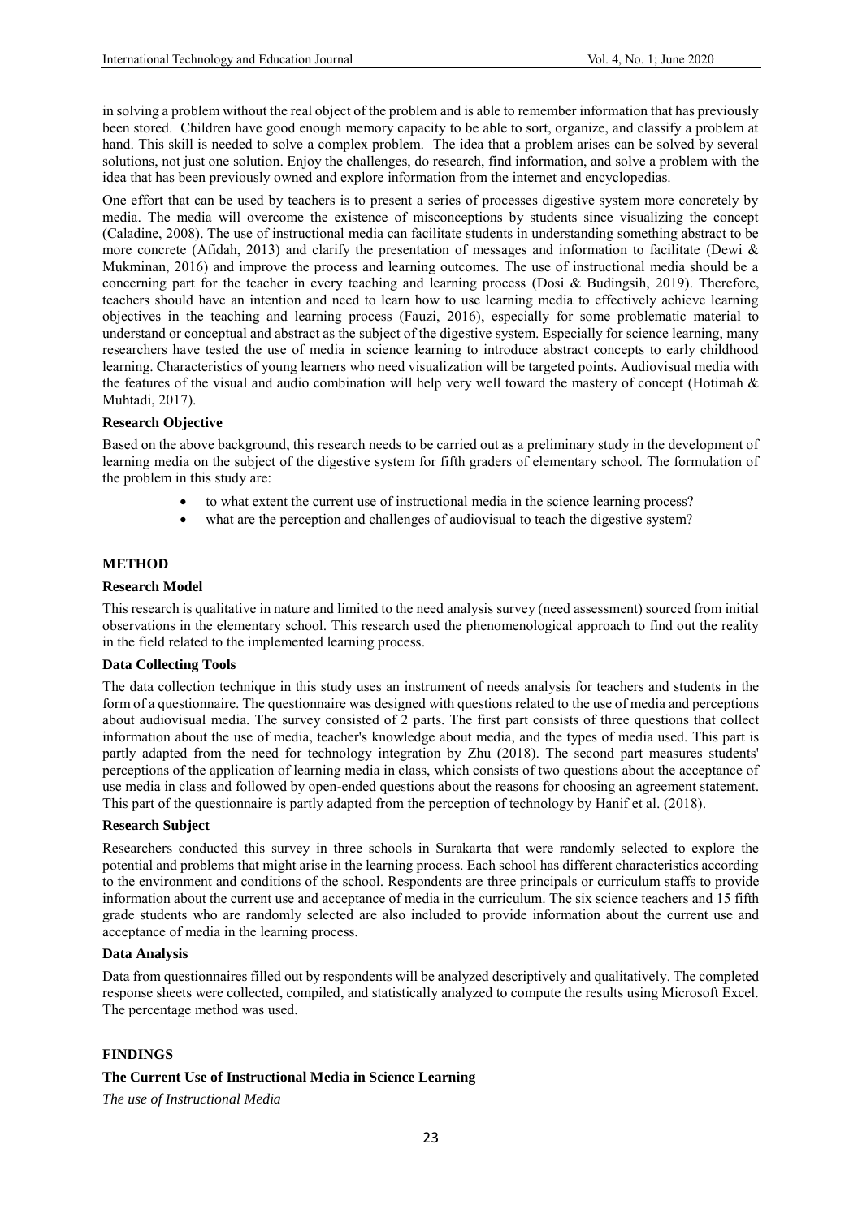in solving a problem without the real object of the problem and is able to remember information that has previously been stored. Children have good enough memory capacity to be able to sort, organize, and classify a problem at hand. This skill is needed to solve a complex problem. The idea that a problem arises can be solved by several solutions, not just one solution. Enjoy the challenges, do research, find information, and solve a problem with the idea that has been previously owned and explore information from the internet and encyclopedias.

One effort that can be used by teachers is to present a series of processes digestive system more concretely by media. The media will overcome the existence of misconceptions by students since visualizing the concept (Caladine, 2008). The use of instructional media can facilitate students in understanding something abstract to be more concrete (Afidah, 2013) and clarify the presentation of messages and information to facilitate (Dewi & Mukminan, 2016) and improve the process and learning outcomes. The use of instructional media should be a concerning part for the teacher in every teaching and learning process (Dosi & Budingsih, 2019). Therefore, teachers should have an intention and need to learn how to use learning media to effectively achieve learning objectives in the teaching and learning process (Fauzi, 2016), especially for some problematic material to understand or conceptual and abstract as the subject of the digestive system. Especially for science learning, many researchers have tested the use of media in science learning to introduce abstract concepts to early childhood learning. Characteristics of young learners who need visualization will be targeted points. Audiovisual media with the features of the visual and audio combination will help very well toward the mastery of concept (Hotimah & Muhtadi, 2017).

### Research Objective

Based on the above background, this research needs to be carried out as a preliminary study in the development of learning media on the subject of the digestive system for fifth graders of elementary school. The formulation of the problem in this study are:

- to what extent the current use of instructional media in the science learning process?
- what are the perception and challenges of audiovisual to teach the digestive system?

## METHOD

### Research Model

This research is qualitative in nature and limited to the need analysis survey (need assessment) sourced from initial observations in the elementary school. This research used the phenomenological approach to find out the reality in the field related to the implemented learning process.

### Data Collecting Tools

The data collection technique in this study uses an instrument of needs analysis for teachers and students in the form of a questionnaire. The questionnaire was designed with questions related to the use of media and perceptions about audiovisual media. The survey consisted of 2 parts. The first part consists of three questions that collect information about the use of media, teacher's knowledge about media, and the types of media used. This part is partly adapted from the need for technology integration by Zhu (2018). The second part measures students' perceptions of the application of learning media in class, which consists of two questions about the acceptance of use media in class and followed by open-ended questions about the reasons for choosing an agreement statement. This part of the questionnaire is partly adapted from the perception of technology by Hanif et al. (2018).

### Research Subject

Researchers conducted this survey in three schools in Surakarta that were randomly selected to explore the potential and problems that might arise in the learning process. Each school has different characteristics according to the environment and conditions of the school. Respondents are three principals or curriculum staffs to provide information about the current use and acceptance of media in the curriculum. The six science teachers and 15 fifth grade students who are randomly selected are also included to provide information about the current use and acceptance of media in the learning process.

### Data Analysis

Data from questionnaires filled out by respondents will be analyzed descriptively and qualitatively. The completed response sheets were collected, compiled, and statistically analyzed to compute the results using Microsoft Excel. The percentage method was used.

## FINDINGS

### The Current Use of Instructional Media in Science Learning

*The use of Instructional Media*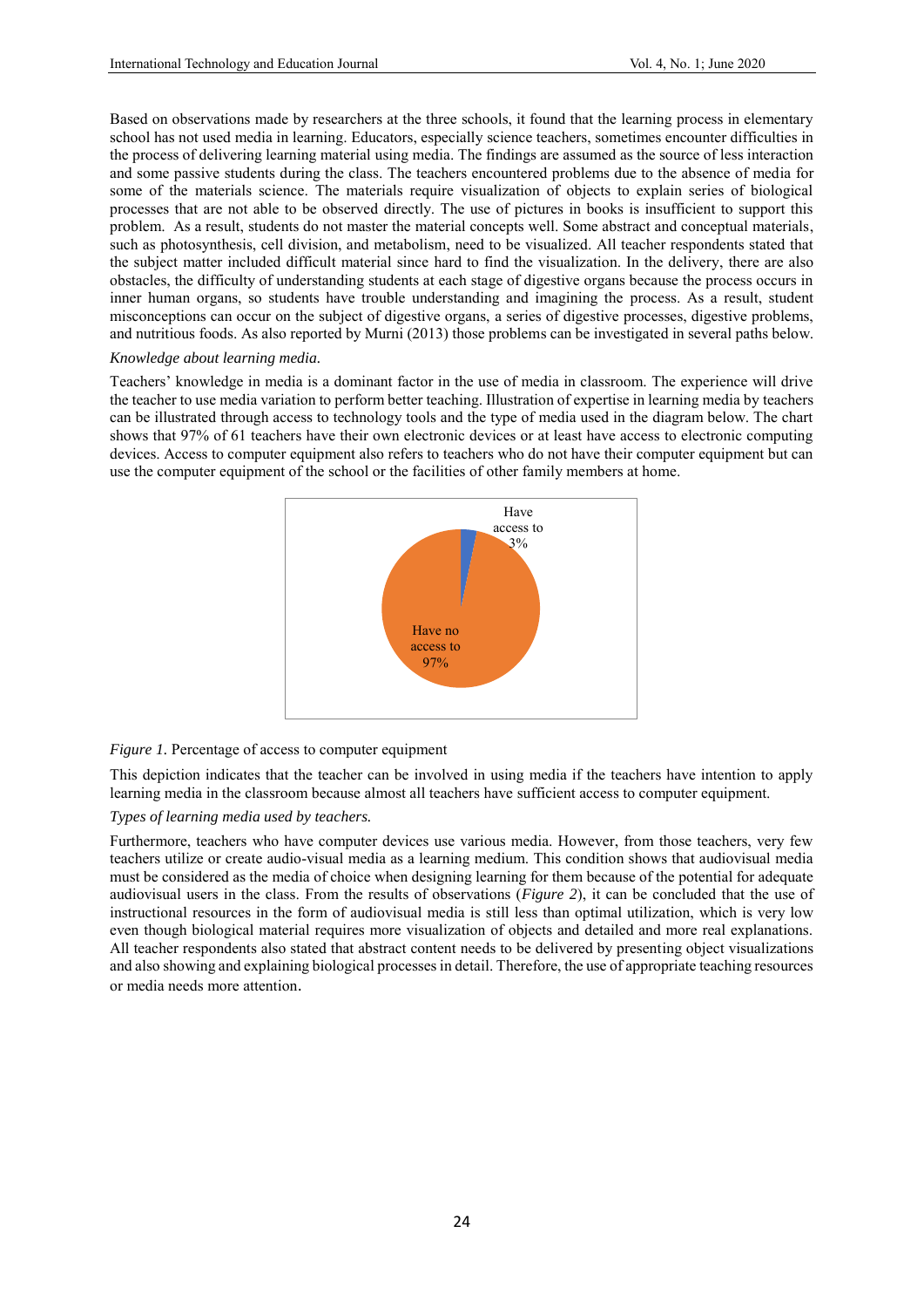Based on observations made by researchers at the three schools, it found that the learning process in elementary school has not used media in learning. Educators, especially science teachers, sometimes encounter difficulties in the process of delivering learning material using media. The findings are assumed as the source of less interaction and some passive students during the class. The teachers encountered problems due to the absence of media for some of the materials science. The materials require visualization of objects to explain series of biological processes that are not able to be observed directly. The use of pictures in books is insufficient to support this problem. As a result, students do not master the material concepts well. Some abstract and conceptual materials, such as photosynthesis, cell division, and metabolism, need to be visualized. All teacher respondents stated that the subject matter included difficult material since hard to find the visualization. In the delivery, there are also obstacles, the difficulty of understanding students at each stage of digestive organs because the process occurs in inner human organs, so students have trouble understanding and imagining the process. As a result, student misconceptions can occur on the subject of digestive organs, a series of digestive processes, digestive problems, and nutritious foods. As also reported by Murni (2013) those problems can be investigated in several paths below.

*Knowledge about learning media.*

Teachers' knowledge in media is a dominant factor in the use of media in classroom. The experience will drive the teacher to use media variation to perform better teaching. Illustration of expertise in learning media by teachers can be illustrated through access to technology tools and the type of media used in the diagram below. The chart shows that 97% of 61 teachers have their own electronic devices or at least have access to electronic computing devices. Access to computer equipment also refers to teachers who do not have their computer equipment but can use the computer equipment of the school or the facilities of other family members at home.

Have access to 3%

Have no access to 97%

*Figure 1.* Percentage of access to computer equipment

This depiction indicates that the teacher can be involved in using media if the teachers have intention to apply learning media in the classroom because almost all teachers have sufficient access to computer equipment.

*Types of learning media used by teachers.*

Furthermore, teachers who have computer devices use various media. However, from those teachers, very few teachers utilize or create audio-visual media as a learning medium. This condition shows that audiovisual media must be considered as the media of choice when designing learning for them because of the potential for adequate audiovisual users in the class. From the results of observations (*Figure 2*), it can be concluded that the use of instructional resources in the form of audiovisual media is still less than optimal utilization, which is very low even though biological material requires more visualization of objects and detailed and more real explanations. All teacher respondents also stated that abstract content needs to be delivered by presenting object visualizations and also showing and explaining biological processes in detail. Therefore, the use of appropriate teaching resources or media needs more attention.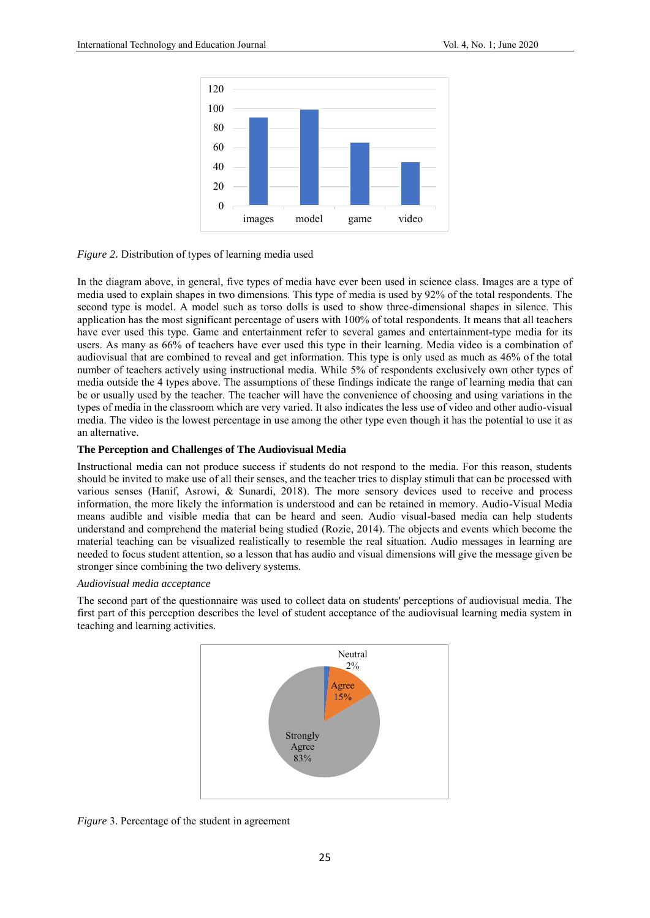*Figure 2*. Distribution of types of learning media used

In the diagram above, in general, five types of media have ever been used in science class. Images are a type of media used to explain shapes in two dimensions. This type of media is used by 92% of the total respondents. The second type is model. A model such as torso dolls is used to show three-dimensional shapes in silence. This application has the most significant percentage of users with 100% of total respondents. It means that all teachers have ever used this type. Game and entertainment refer to several games and entertainment-type media for its users. As many as 66% of teachers have ever used this type in their learning. Media video is a combination of audiovisual that are combined to reveal and get information. This type is only used as much as 46% of the total number of teachers actively using instructional media. While 5% of respondents exclusively own other types of media outside the 4 types above. The assumptions of these findings indicate the range of learning media that can be or usually used by the teacher. The teacher will have the convenience of choosing and using variations in the types of media in the classroom which are very varied. It also indicates the less use of video and other audio-visual media. The video is the lowest percentage in use among the other type even though it has the potential to use it as an alternative.

**The Perception and Challenges of The Audiovisual Media**

Instructional media can not produce success if students do not respond to the media. For this reason, students should be invited to make use of all their senses, and the teacher tries to display stimuli that can be processed with various senses (Hanif, Asrowi, & Sunardi, 2018). The more sensory devices used to receive and process information, the more likely the information is understood and can be retained in memory. Audio-Visual Media means audible and visible media that can be heard and seen. Audio visual-based media can help students understand and comprehend the material being studied (Rozie, 2014). The objects and events which become the material teaching can be visualized realistically to resemble the real situation. Audio messages in learning are needed to focus student attention, so a lesson that has audio and visual dimensions will give the message given be stronger since combining the two delivery systems.

*Audiovisual media acceptance*

The second part of the questionnaire was used to collect data on students' perceptions of audiovisual media. The first part of this perception describes the level of student acceptance of the audiovisual learning media system in teaching and learning activities.

*Figure* 3. Percentage of the student in agreement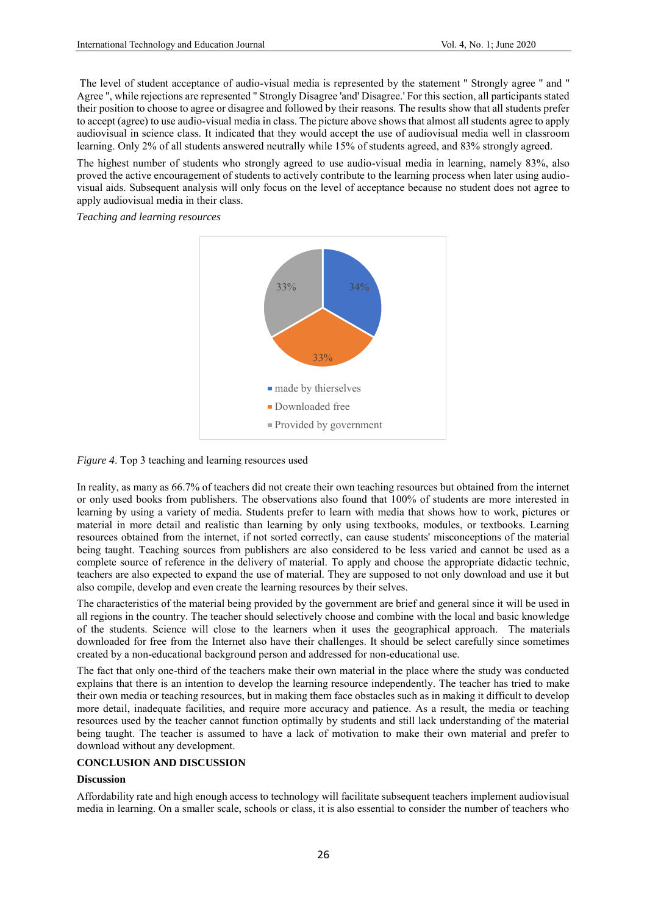The level of student acceptance of audio-visual media is represented by the statement " Strongly agree " and " Agree ", while rejections are represented " Strongly Disagree 'and' Disagree.' For this section, all participants stated their position to choose to agree or disagree and followed by their reasons. The results show that all students prefer to accept (agree) to use audio-visual media in class. The picture above shows that almost all students agree to apply audiovisual in science class. It indicated that they would accept the use of audiovisual media well in classroom learning. Only 2% of all students answered neutrally while 15% of students agreed, and 83% strongly agreed.

The highest number of students who strongly agreed to use audio-visual media in learning, namely 83%, also proved the active encouragement of students to actively contribute to the learning process when later using audio-visual aids. Subsequent analysis will only focus on the level of acceptance because no student does not agree to apply audiovisual media in their class.

*Teaching and learning resources*

| Resource | Percentage |
|---|---|
| made by thierselves | 34% |
| Downloaded free | 33% |
| Provided by government | 33% |

*Figure 4*. Top 3 teaching and learning resources used

In reality, as many as 66.7% of teachers did not create their own teaching resources but obtained from the internet or only used books from publishers. The observations also found that 100% of students are more interested in learning by using a variety of media. Students prefer to learn with media that shows how to work, pictures or material in more detail and realistic than learning by only using textbooks, modules, or textbooks. Learning resources obtained from the internet, if not sorted correctly, can cause students' misconceptions of the material being taught. Teaching sources from publishers are also considered to be less varied and cannot be used as a complete source of reference in the delivery of material. To apply and choose the appropriate didactic technic, teachers are also expected to expand the use of material. They are supposed to not only download and use it but also compile, develop and even create the learning resources by their selves.

The characteristics of the material being provided by the government are brief and general since it will be used in all regions in the country. The teacher should selectively choose and combine with the local and basic knowledge of the students. Science will close to the learners when it uses the geographical approach. The materials downloaded for free from the Internet also have their challenges. It should be select carefully since sometimes created by a non-educational background person and addressed for non-educational use.

The fact that only one-third of the teachers make their own material in the place where the study was conducted explains that there is an intention to develop the learning resource independently. The teacher has tried to make their own media or teaching resources, but in making them face obstacles such as in making it difficult to develop more detail, inadequate facilities, and require more accuracy and patience. As a result, the media or teaching resources used by the teacher cannot function optimally by students and still lack understanding of the material being taught. The teacher is assumed to have a lack of motivation to make their own material and prefer to download without any development.

## CONCLUSION AND DISCUSSION

### Discussion

Affordability rate and high enough access to technology will facilitate subsequent teachers implement audiovisual media in learning. On a smaller scale, schools or class, it is also essential to consider the number of teachers who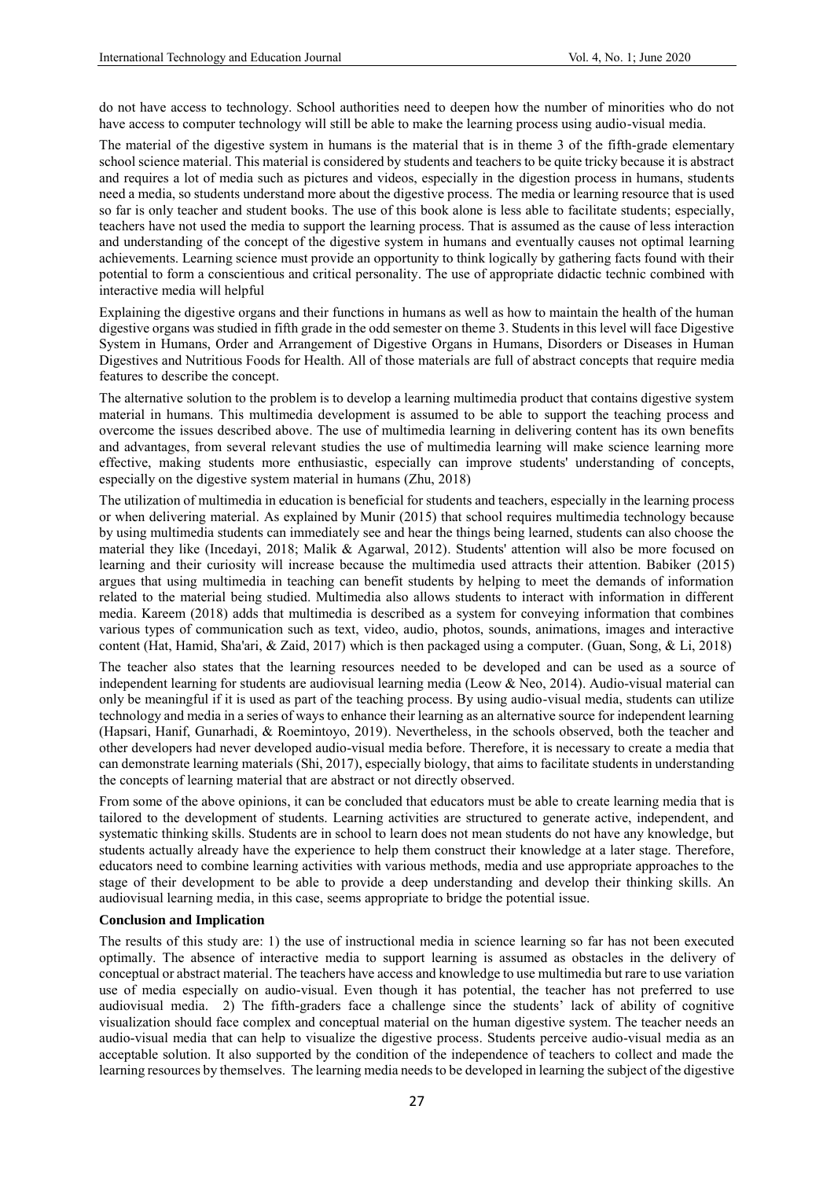do not have access to technology. School authorities need to deepen how the number of minorities who do not have access to computer technology will still be able to make the learning process using audio-visual media.

The material of the digestive system in humans is the material that is in theme 3 of the fifth-grade elementary school science material. This material is considered by students and teachers to be quite tricky because it is abstract and requires a lot of media such as pictures and videos, especially in the digestion process in humans, students need a media, so students understand more about the digestive process. The media or learning resource that is used so far is only teacher and student books. The use of this book alone is less able to facilitate students; especially, teachers have not used the media to support the learning process. That is assumed as the cause of less interaction and understanding of the concept of the digestive system in humans and eventually causes not optimal learning achievements. Learning science must provide an opportunity to think logically by gathering facts found with their potential to form a conscientious and critical personality. The use of appropriate didactic technic combined with interactive media will helpful

Explaining the digestive organs and their functions in humans as well as how to maintain the health of the human digestive organs was studied in fifth grade in the odd semester on theme 3. Students in this level will face Digestive System in Humans, Order and Arrangement of Digestive Organs in Humans, Disorders or Diseases in Human Digestives and Nutritious Foods for Health. All of those materials are full of abstract concepts that require media features to describe the concept.

The alternative solution to the problem is to develop a learning multimedia product that contains digestive system material in humans. This multimedia development is assumed to be able to support the teaching process and overcome the issues described above. The use of multimedia learning in delivering content has its own benefits and advantages, from several relevant studies the use of multimedia learning will make science learning more effective, making students more enthusiastic, especially can improve students' understanding of concepts, especially on the digestive system material in humans (Zhu, 2018)

The utilization of multimedia in education is beneficial for students and teachers, especially in the learning process or when delivering material. As explained by Munir (2015) that school requires multimedia technology because by using multimedia students can immediately see and hear the things being learned, students can also choose the material they like (Incedayi, 2018; Malik & Agarwal, 2012). Students' attention will also be more focused on learning and their curiosity will increase because the multimedia used attracts their attention. Babiker (2015) argues that using multimedia in teaching can benefit students by helping to meet the demands of information related to the material being studied. Multimedia also allows students to interact with information in different media. Kareem (2018) adds that multimedia is described as a system for conveying information that combines various types of communication such as text, video, audio, photos, sounds, animations, images and interactive content (Hat, Hamid, Sha'ari, & Zaid, 2017) which is then packaged using a computer. (Guan, Song, & Li, 2018)

The teacher also states that the learning resources needed to be developed and can be used as a source of independent learning for students are audiovisual learning media (Leow & Neo, 2014). Audio-visual material can only be meaningful if it is used as part of the teaching process. By using audio-visual media, students can utilize technology and media in a series of ways to enhance their learning as an alternative source for independent learning (Hapsari, Hanif, Gunarhadi, & Roemintoyo, 2019). Nevertheless, in the schools observed, both the teacher and other developers had never developed audio-visual media before. Therefore, it is necessary to create a media that can demonstrate learning materials (Shi, 2017), especially biology, that aims to facilitate students in understanding the concepts of learning material that are abstract or not directly observed.

From some of the above opinions, it can be concluded that educators must be able to create learning media that is tailored to the development of students. Learning activities are structured to generate active, independent, and systematic thinking skills. Students are in school to learn does not mean students do not have any knowledge, but students actually already have the experience to help them construct their knowledge at a later stage. Therefore, educators need to combine learning activities with various methods, media and use appropriate approaches to the stage of their development to be able to provide a deep understanding and develop their thinking skills. An audiovisual learning media, in this case, seems appropriate to bridge the potential issue.

**Conclusion and Implication**

The results of this study are: 1) the use of instructional media in science learning so far has not been executed optimally. The absence of interactive media to support learning is assumed as obstacles in the delivery of conceptual or abstract material. The teachers have access and knowledge to use multimedia but rare to use variation use of media especially on audio-visual. Even though it has potential, the teacher has not preferred to use audiovisual media. 2) The fifth-graders face a challenge since the students' lack of ability of cognitive visualization should face complex and conceptual material on the human digestive system. The teacher needs an audio-visual media that can help to visualize the digestive process. Students perceive audio-visual media as an acceptable solution. It also supported by the condition of the independence of teachers to collect and made the learning resources by themselves. The learning media needs to be developed in learning the subject of the digestive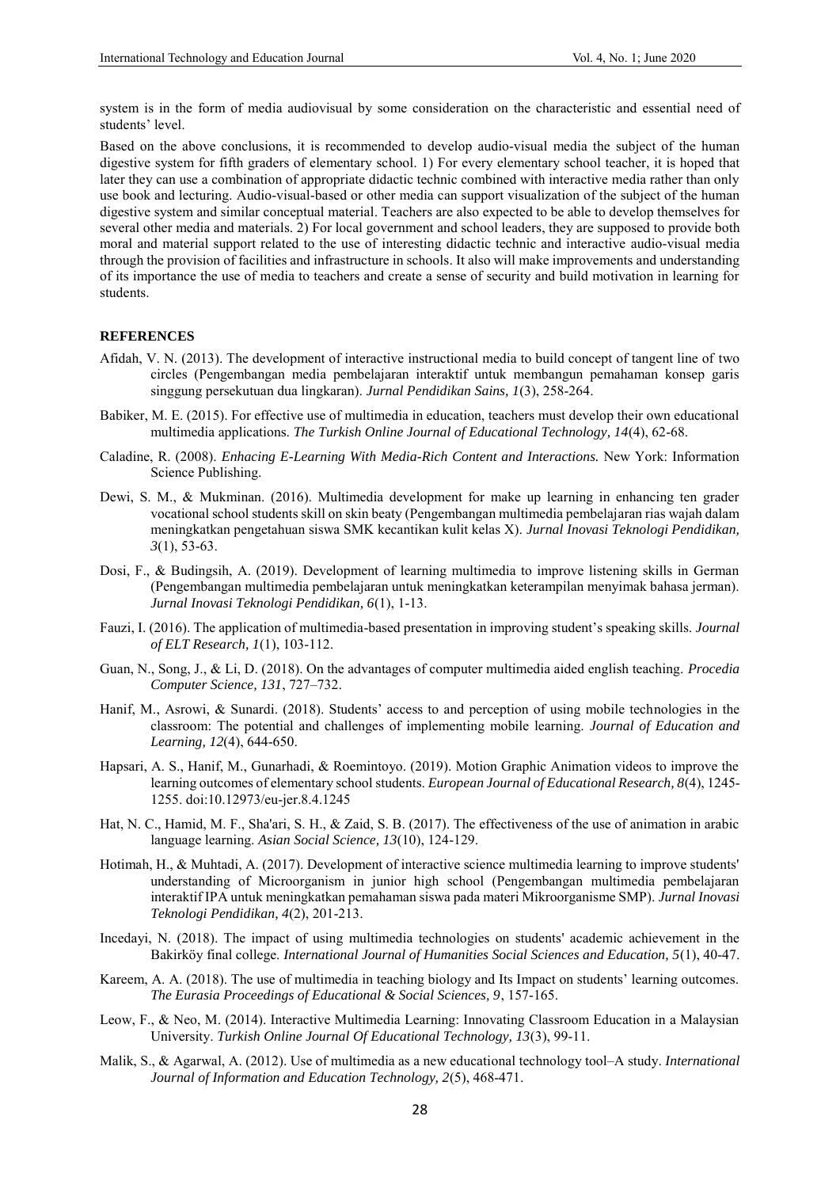system is in the form of media audiovisual by some consideration on the characteristic and essential need of students' level.

Based on the above conclusions, it is recommended to develop audio-visual media the subject of the human digestive system for fifth graders of elementary school. 1) For every elementary school teacher, it is hoped that later they can use a combination of appropriate didactic technic combined with interactive media rather than only use book and lecturing. Audio-visual-based or other media can support visualization of the subject of the human digestive system and similar conceptual material. Teachers are also expected to be able to develop themselves for several other media and materials. 2) For local government and school leaders, they are supposed to provide both moral and material support related to the use of interesting didactic technic and interactive audio-visual media through the provision of facilities and infrastructure in schools. It also will make improvements and understanding of its importance the use of media to teachers and create a sense of security and build motivation in learning for students.

## REFERENCES

Afidah, V. N. (2013). The development of interactive instructional media to build concept of tangent line of two circles (Pengembangan media pembelajaran interaktif untuk membangun pemahaman konsep garis singgung persekutuan dua lingkaran). *Jurnal Pendidikan Sains, 1*(3), 258-264.

Babiker, M. E. (2015). For effective use of multimedia in education, teachers must develop their own educational multimedia applications. *The Turkish Online Journal of Educational Technology, 14*(4), 62-68.

Caladine, R. (2008). *Enhancing E-Learning With Media-Rich Content and Interactions.* New York: Information Science Publishing.

Dewi, S. M., & Mukminan. (2016). Multimedia development for make up learning in enhancing ten grader vocational school students skill on skin beaty (Pengembangan multimedia pembelajaran rias wajah dalam meningkatkan pengetahuan siswa SMK kecantikan kulit kelas X). *Jurnal Inovasi Teknologi Pendidikan, 3*(1), 53-63.

Dosi, F., & Budingsih, A. (2019). Development of learning multimedia to improve listening skills in German (Pengembangan multimedia pembelajaran untuk meningkatkan keterampilan menyimak bahasa jerman). *Jurnal Inovasi Teknologi Pendidikan, 6*(1), 1-13.

Fauzi, I. (2016). The application of multimedia-based presentation in improving student's speaking skills. *Journal of ELT Research, 1*(1), 103-112.

Guan, N., Song, J., & Li, D. (2018). On the advantages of computer multimedia aided english teaching. *Procedia Computer Science, 131*, 727–732.

Hanif, M., Asrowi, & Sunardi. (2018). Students' access to and perception of using mobile technologies in the classroom: The potential and challenges of implementing mobile learning. *Journal of Education and Learning, 12*(4), 644-650.

Hapsari, A. S., Hanif, M., Gunarhadi, & Roemintoyo. (2019). Motion Graphic Animation videos to improve the learning outcomes of elementary school students. *European Journal of Educational Research, 8*(4), 1245-1255. doi:10.12973/eu-jer.8.4.1245

Hat, N. C., Hamid, M. F., Sha'ari, S. H., & Zaid, S. B. (2017). The effectiveness of the use of animation in arabic language learning. *Asian Social Science, 13*(10), 124-129.

Hotimah, H., & Muhtadi, A. (2017). Development of interactive science multimedia learning to improve students' understanding of Microorganism in junior high school (Pengembangan multimedia pembelajaran interaktif IPA untuk meningkatkan pemahaman siswa pada materi Mikroorganisme SMP). *Jurnal Inovasi Teknologi Pendidikan, 4*(2), 201-213.

Incedayi, N. (2018). The impact of using multimedia technologies on students' academic achievement in the Bakirköy final college. *International Journal of Humanities Social Sciences and Education, 5*(1), 40-47.

Kareem, A. A. (2018). The use of multimedia in teaching biology and Its Impact on students' learning outcomes. *The Eurasia Proceedings of Educational & Social Sciences, 9*, 157-165.

Leow, F., & Neo, M. (2014). Interactive Multimedia Learning: Innovating Classroom Education in a Malaysian University. *Turkish Online Journal Of Educational Technology, 13*(3), 99-11.

Malik, S., & Agarwal, A. (2012). Use of multimedia as a new educational technology tool–A study. *International Journal of Information and Education Technology, 2*(5), 468-471.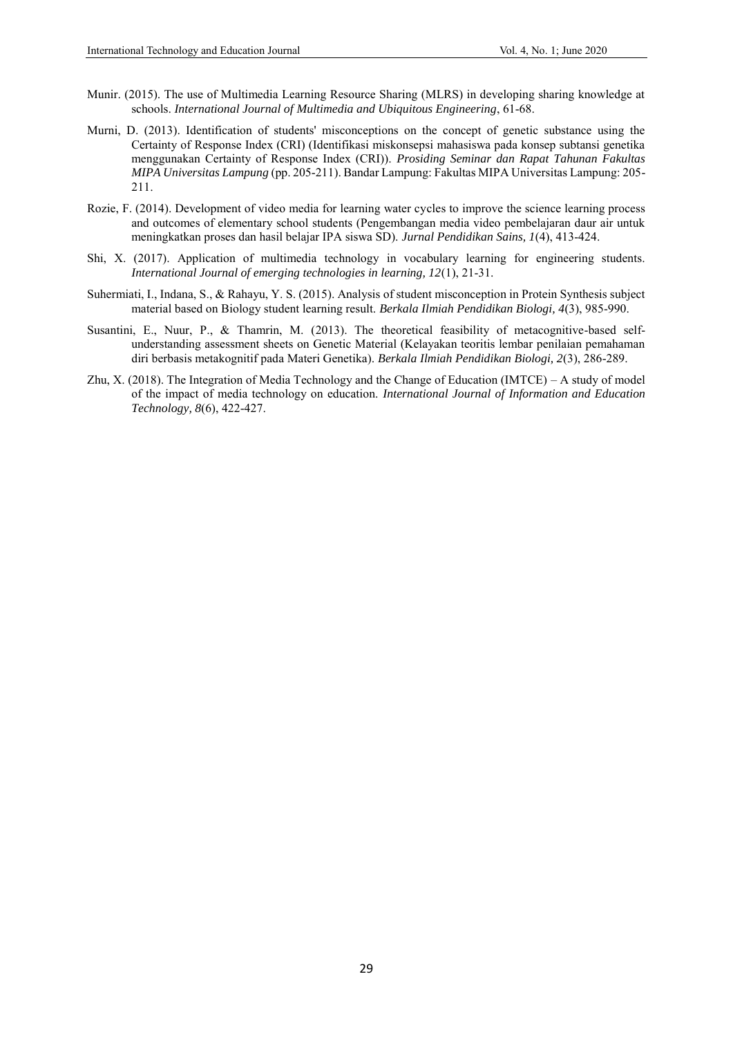Munir. (2015). The use of Multimedia Learning Resource Sharing (MLRS) in developing sharing knowledge at schools. *International Journal of Multimedia and Ubiquitous Engineering*, 61-68.

Murni, D. (2013). Identification of students' misconceptions on the concept of genetic substance using the Certainty of Response Index (CRI) (Identifikasi miskonsepsi mahasiswa pada konsep subtansi genetika menggunakan Certainty of Response Index (CRI)). *Prosiding Seminar dan Rapat Tahunan Fakultas MIPA Universitas Lampung* (pp. 205-211). Bandar Lampung: Fakultas MIPA Universitas Lampung: 205-211.

Rozie, F. (2014). Development of video media for learning water cycles to improve the science learning process and outcomes of elementary school students (Pengembangan media video pembelajaran daur air untuk meningkatkan proses dan hasil belajar IPA siswa SD). *Jurnal Pendidikan Sains, 1*(4), 413-424.

Shi, X. (2017). Application of multimedia technology in vocabulary learning for engineering students. *International Journal of emerging technologies in learning, 12*(1), 21-31.

Suhermiati, I., Indana, S., & Rahayu, Y. S. (2015). Analysis of student misconception in Protein Synthesis subject material based on Biology student learning result. *Berkala Ilmiah Pendidikan Biologi, 4*(3), 985-990.

Susantini, E., Nuur, P., & Thamrin, M. (2013). The theoretical feasibility of metacognitive-based self-understanding assessment sheets on Genetic Material (Kelayakan teoritis lembar penilaian pemahaman diri berbasis metakognitif pada Materi Genetika). *Berkala Ilmiah Pendidikan Biologi, 2*(3), 286-289.

Zhu, X. (2018). The Integration of Media Technology and the Change of Education (IMTCE) – A study of model of the impact of media technology on education. *International Journal of Information and Education Technology, 8*(6), 422-427.